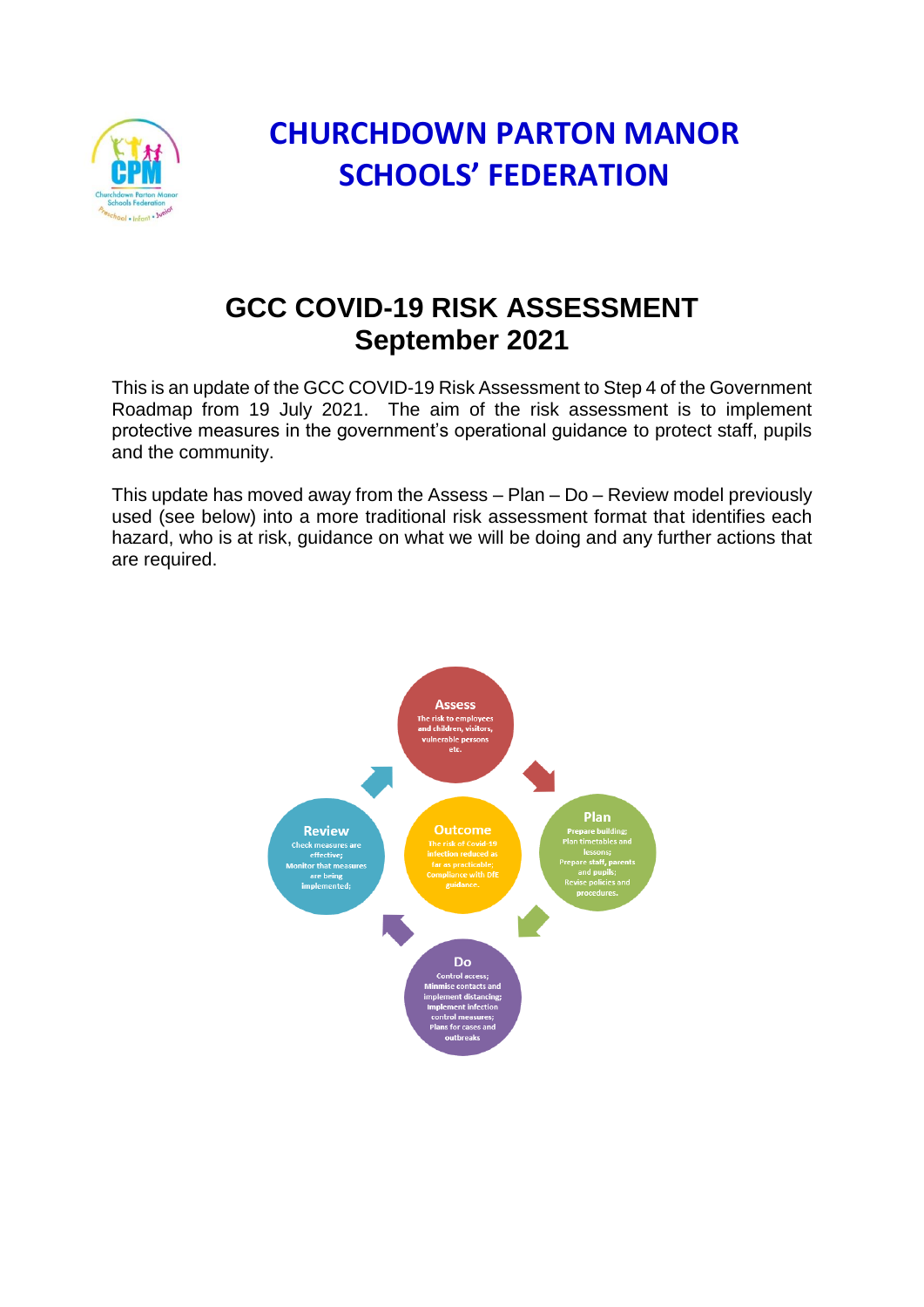# CHURCHDOWN PARTON MANOR SCHOOLS' FEDERATION

## GCC COVID-19 RISK ASSESSMENT
## September 2021

This is an update of the GCC COVID-19 Risk Assessment to Step 4 of the Government Roadmap from 19 July 2021. The aim of the risk assessment is to implement protective measures in the government's operational guidance to protect staff, pupils and the community.

This update has moved away from the Assess – Plan – Do – Review model previously used (see below) into a more traditional risk assessment format that identifies each hazard, who is at risk, guidance on what we will be doing and any further actions that are required.

**Assess**
The risk to employees and children, visitors, vulnerable persons etc.

**Plan**
Prepare building; Plan timetables and lessons; Prepare staff, parents and pupils; Revise policies and procedures.

**Do**
Control access; Minimise contacts and implement distancing; Implement infection control measures; Plans for cases and outbreaks

**Review**
Check measures are effective; Monitor that measures are being implemented;

**Outcome**
The risk of Covid-19 infection reduced as far as practicable; Compliance with DfE guidance.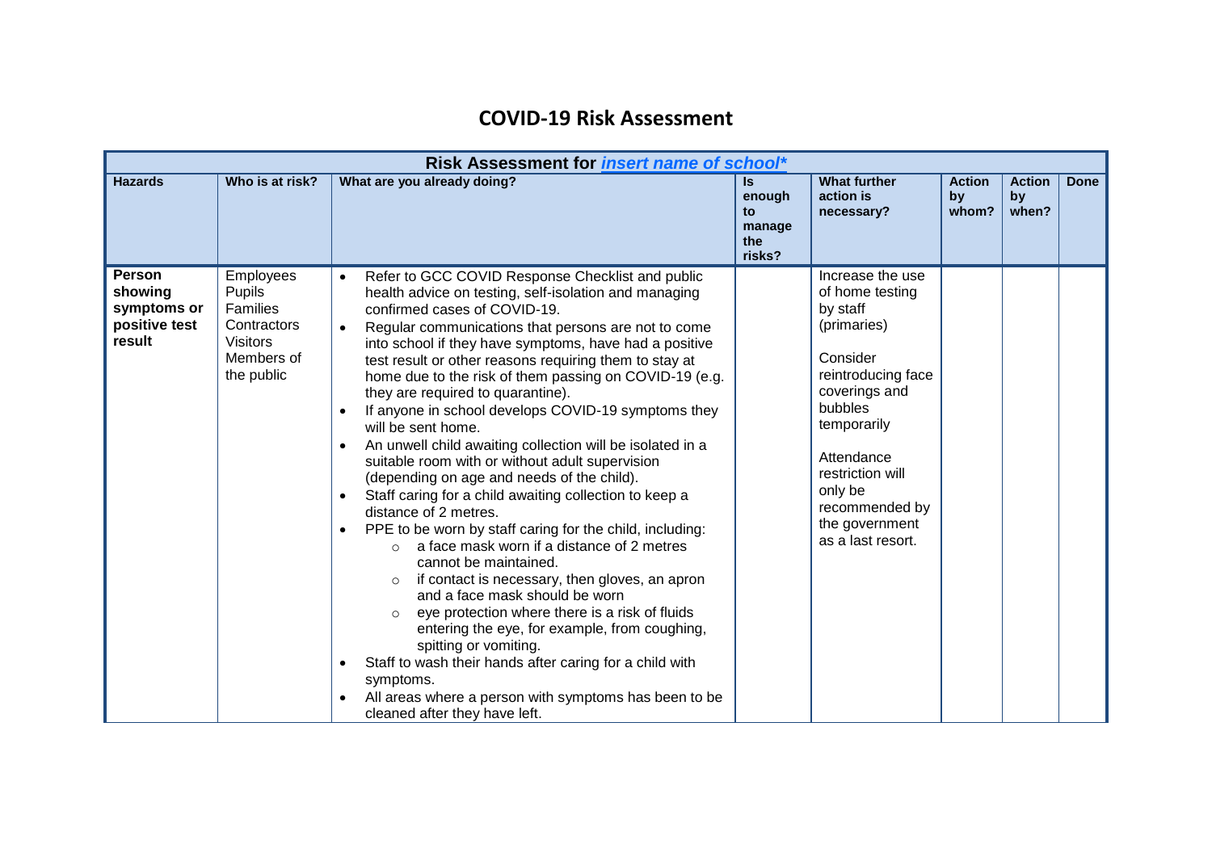# COVID-19 Risk Assessment

| Risk Assessment for *insert name of school** | | | | | | | |
|---|---|---|---|---|---|---|---|
| **Hazards** | **Who is at risk?** | **What are you already doing?** | **Is enough to manage the risks?** | **What further action is necessary?** | **Action by whom?** | **Action by when?** | **Done** |
| **Person showing symptoms or positive test result** | Employees<br>Pupils<br>Families<br>Contractors<br>Visitors<br>Members of the public | • Refer to GCC COVID Response Checklist and public health advice on testing, self-isolation and managing confirmed cases of COVID-19.<br>• Regular communications that persons are not to come into school if they have symptoms, have had a positive test result or other reasons requiring them to stay at home due to the risk of them passing on COVID-19 (e.g. they are required to quarantine).<br>• If anyone in school develops COVID-19 symptoms they will be sent home.<br>• An unwell child awaiting collection will be isolated in a suitable room with or without adult supervision (depending on age and needs of the child).<br>• Staff caring for a child awaiting collection to keep a distance of 2 metres.<br>• PPE to be worn by staff caring for the child, including:<br>&nbsp;&nbsp;○ a face mask worn if a distance of 2 metres cannot be maintained.<br>&nbsp;&nbsp;○ if contact is necessary, then gloves, an apron and a face mask should be worn<br>&nbsp;&nbsp;○ eye protection where there is a risk of fluids entering the eye, for example, from coughing, spitting or vomiting.<br>• Staff to wash their hands after caring for a child with symptoms.<br>• All areas where a person with symptoms has been to be cleaned after they have left. | | Increase the use of home testing by staff (primaries)<br><br>Consider reintroducing face coverings and bubbles temporarily<br><br>Attendance restriction will only be recommended by the government as a last resort. | | | |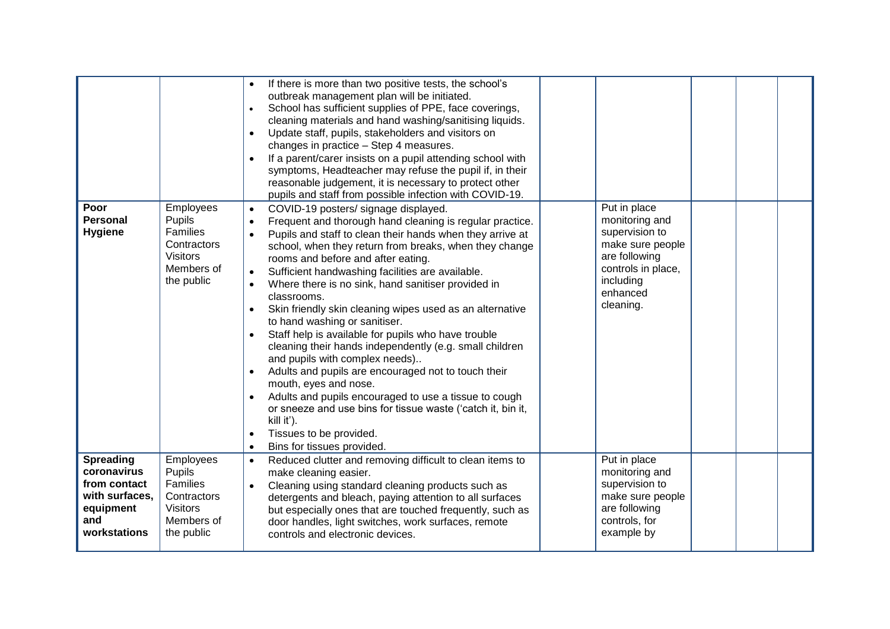| | | | | | | | |
|---|---|---|---|---|---|---|---|
| | | • If there is more than two positive tests, the school's outbreak management plan will be initiated.<br>• School has sufficient supplies of PPE, face coverings, cleaning materials and hand washing/sanitising liquids.<br>• Update staff, pupils, stakeholders and visitors on changes in practice – Step 4 measures.<br>• If a parent/carer insists on a pupil attending school with symptoms, Headteacher may refuse the pupil if, in their reasonable judgement, it is necessary to protect other pupils and staff from possible infection with COVID-19. | | | | | |
| **Poor Personal Hygiene** | Employees<br>Pupils<br>Families<br>Contractors<br>Visitors<br>Members of the public | • COVID-19 posters/ signage displayed.<br>• Frequent and thorough hand cleaning is regular practice.<br>• Pupils and staff to clean their hands when they arrive at school, when they return from breaks, when they change rooms and before and after eating.<br>• Sufficient handwashing facilities are available.<br>• Where there is no sink, hand sanitiser provided in classrooms.<br>• Skin friendly skin cleaning wipes used as an alternative to hand washing or sanitiser.<br>• Staff help is available for pupils who have trouble cleaning their hands independently (e.g. small children and pupils with complex needs)..<br>• Adults and pupils are encouraged not to touch their mouth, eyes and nose.<br>• Adults and pupils encouraged to use a tissue to cough or sneeze and use bins for tissue waste ('catch it, bin it, kill it').<br>• Tissues to be provided.<br>• Bins for tissues provided. | | Put in place monitoring and supervision to make sure people are following controls in place, including enhanced cleaning. | | | |
| **Spreading coronavirus from contact with surfaces, equipment and workstations** | Employees<br>Pupils<br>Families<br>Contractors<br>Visitors<br>Members of the public | • Reduced clutter and removing difficult to clean items to make cleaning easier.<br>• Cleaning using standard cleaning products such as detergents and bleach, paying attention to all surfaces but especially ones that are touched frequently, such as door handles, light switches, work surfaces, remote controls and electronic devices. | | Put in place monitoring and supervision to make sure people are following controls, for example by | | | |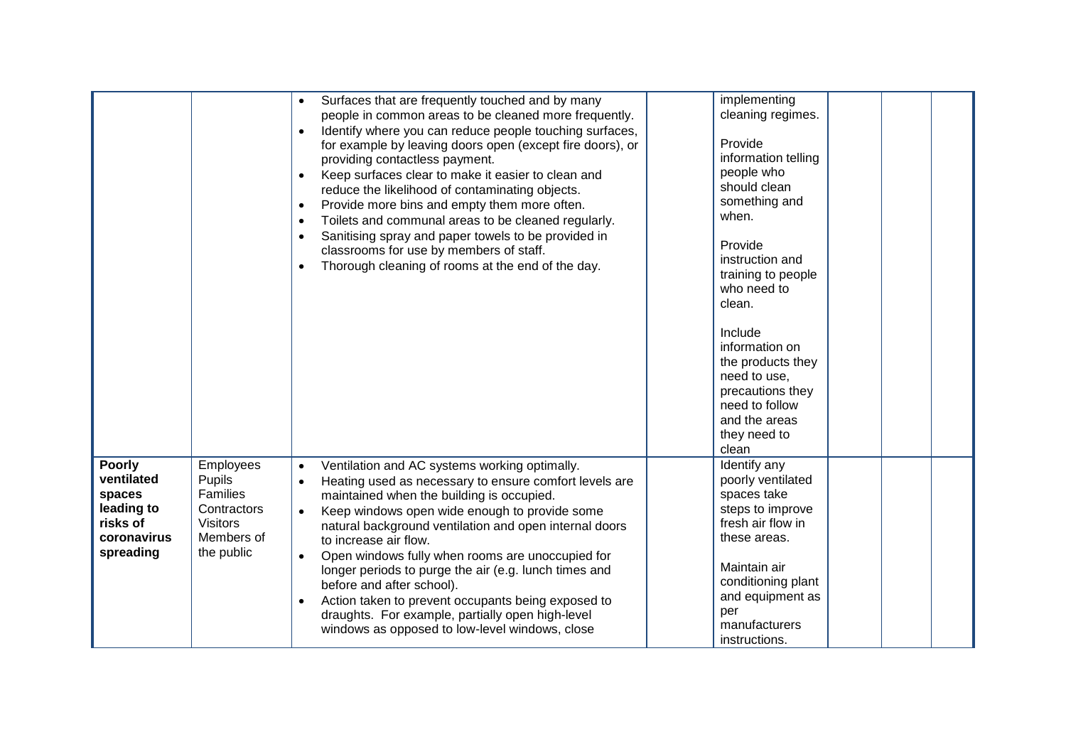| | | | | | | | |
|---|---|---|---|---|---|---|---|
| | | • Surfaces that are frequently touched and by many people in common areas to be cleaned more frequently.<br>• Identify where you can reduce people touching surfaces, for example by leaving doors open (except fire doors), or providing contactless payment.<br>• Keep surfaces clear to make it easier to clean and reduce the likelihood of contaminating objects.<br>• Provide more bins and empty them more often.<br>• Toilets and communal areas to be cleaned regularly.<br>• Sanitising spray and paper towels to be provided in classrooms for use by members of staff.<br>• Thorough cleaning of rooms at the end of the day. | | implementing cleaning regimes.<br><br>Provide information telling people who should clean something and when.<br><br>Provide instruction and training to people who need to clean.<br><br>Include information on the products they need to use, precautions they need to follow and the areas they need to clean | | | |
| **Poorly ventilated spaces leading to risks of coronavirus spreading** | Employees<br>Pupils<br>Families<br>Contractors<br>Visitors<br>Members of the public | • Ventilation and AC systems working optimally.<br>• Heating used as necessary to ensure comfort levels are maintained when the building is occupied.<br>• Keep windows open wide enough to provide some natural background ventilation and open internal doors to increase air flow.<br>• Open windows fully when rooms are unoccupied for longer periods to purge the air (e.g. lunch times and before and after school).<br>• Action taken to prevent occupants being exposed to draughts. For example, partially open high-level windows as opposed to low-level windows, close | | Identify any poorly ventilated spaces take steps to improve fresh air flow in these areas.<br><br>Maintain air conditioning plant and equipment as per manufacturers instructions. | | | |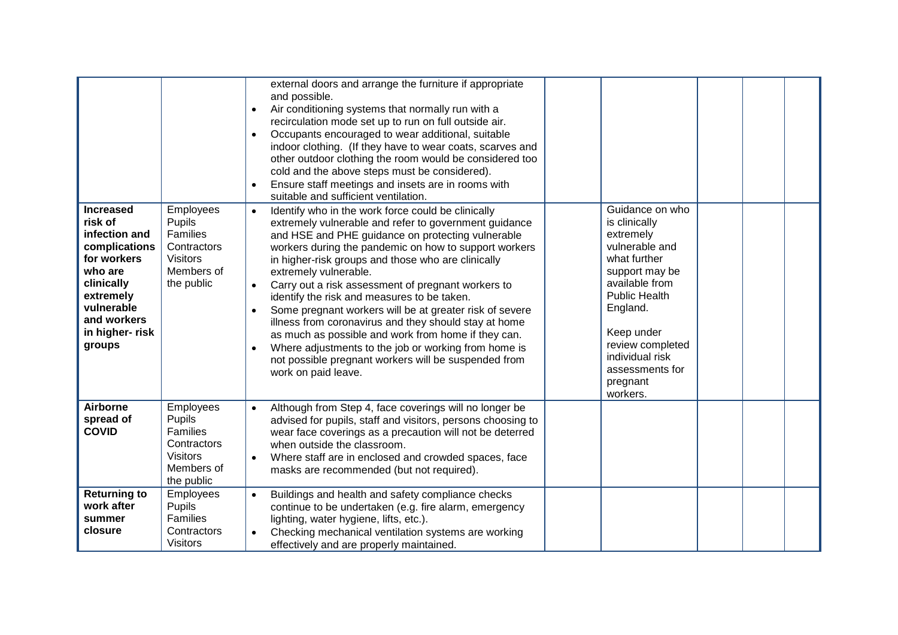| | | | | | | | |
|---|---|---|---|---|---|---|---|
| | | external doors and arrange the furniture if appropriate and possible.<br>• Air conditioning systems that normally run with a recirculation mode set up to run on full outside air.<br>• Occupants encouraged to wear additional, suitable indoor clothing. (If they have to wear coats, scarves and other outdoor clothing the room would be considered too cold and the above steps must be considered).<br>• Ensure staff meetings and insets are in rooms with suitable and sufficient ventilation. | | | | | |
| **Increased risk of infection and complications for workers who are clinically extremely vulnerable and workers in higher- risk groups** | Employees<br>Pupils<br>Families<br>Contractors<br>Visitors<br>Members of the public | • Identify who in the work force could be clinically extremely vulnerable and refer to government guidance and HSE and PHE guidance on protecting vulnerable workers during the pandemic on how to support workers in higher-risk groups and those who are clinically extremely vulnerable.<br>• Carry out a risk assessment of pregnant workers to identify the risk and measures to be taken.<br>• Some pregnant workers will be at greater risk of severe illness from coronavirus and they should stay at home as much as possible and work from home if they can.<br>• Where adjustments to the job or working from home is not possible pregnant workers will be suspended from work on paid leave. | | Guidance on who is clinically extremely vulnerable and what further support may be available from Public Health England.<br><br>Keep under review completed individual risk assessments for pregnant workers. | | | |
| **Airborne spread of COVID** | Employees<br>Pupils<br>Families<br>Contractors<br>Visitors<br>Members of the public | • Although from Step 4, face coverings will no longer be advised for pupils, staff and visitors, persons choosing to wear face coverings as a precaution will not be deterred when outside the classroom.<br>• Where staff are in enclosed and crowded spaces, face masks are recommended (but not required). | | | | | |
| **Returning to work after summer closure** | Employees<br>Pupils<br>Families<br>Contractors<br>Visitors | • Buildings and health and safety compliance checks continue to be undertaken (e.g. fire alarm, emergency lighting, water hygiene, lifts, etc.).<br>• Checking mechanical ventilation systems are working effectively and are properly maintained. | | | | | |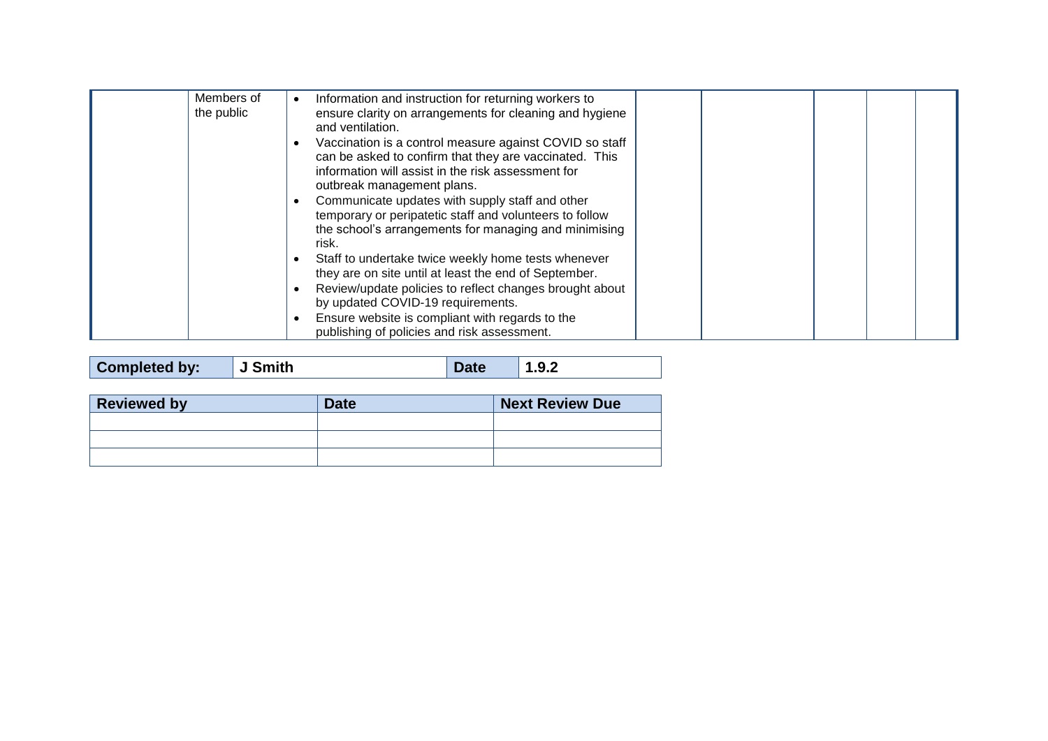| | | | | | | | |
|---|---|---|---|---|---|---|---|
| | Members of the public | • Information and instruction for returning workers to ensure clarity on arrangements for cleaning and hygiene and ventilation.<br>• Vaccination is a control measure against COVID so staff can be asked to confirm that they are vaccinated. This information will assist in the risk assessment for outbreak management plans.<br>• Communicate updates with supply staff and other temporary or peripatetic staff and volunteers to follow the school's arrangements for managing and minimising risk.<br>• Staff to undertake twice weekly home tests whenever they are on site until at least the end of September.<br>• Review/update policies to reflect changes brought about by updated COVID-19 requirements.<br>• Ensure website is compliant with regards to the publishing of policies and risk assessment. | | | | | |

| **Completed by:** | **J Smith** | **Date** | **1.9.2** |
|---|---|---|---|

| **Reviewed by** | **Date** | **Next Review Due** |
|---|---|---|
| | | |
| | | |
| | | |